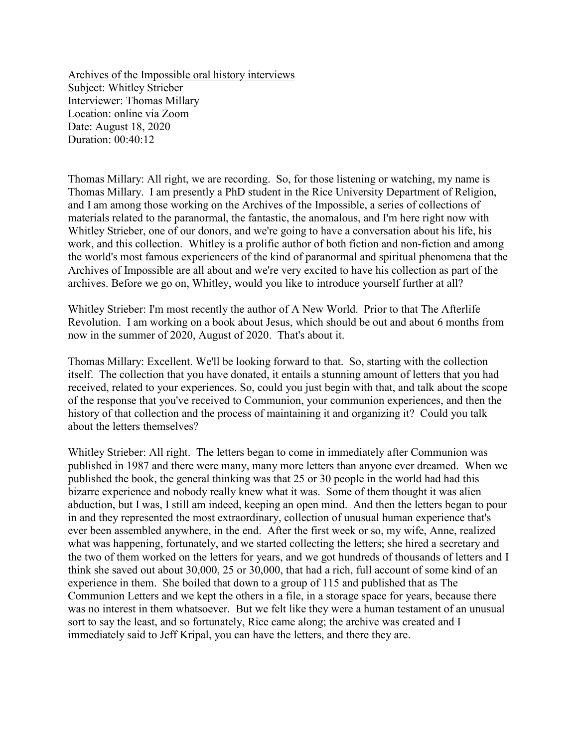Archives of the Impossible oral history interviews
Subject: Whitley Strieber
Interviewer: Thomas Millary
Location: online via Zoom
Date: August 18, 2020
Duration: 00:40:12

Thomas Millary: All right, we are recording. So, for those listening or watching, my name is Thomas Millary. I am presently a PhD student in the Rice University Department of Religion, and I am among those working on the Archives of the Impossible, a series of collections of materials related to the paranormal, the fantastic, the anomalous, and I'm here right now with Whitley Strieber, one of our donors, and we're going to have a conversation about his life, his work, and this collection. Whitley is a prolific author of both fiction and non-fiction and among the world's most famous experiencers of the kind of paranormal and spiritual phenomena that the Archives of Impossible are all about and we're very excited to have his collection as part of the archives. Before we go on, Whitley, would you like to introduce yourself further at all?

Whitley Strieber: I'm most recently the author of A New World. Prior to that The Afterlife Revolution. I am working on a book about Jesus, which should be out and about 6 months from now in the summer of 2020, August of 2020. That's about it.

Thomas Millary: Excellent. We'll be looking forward to that. So, starting with the collection itself. The collection that you have donated, it entails a stunning amount of letters that you had received, related to your experiences. So, could you just begin with that, and talk about the scope of the response that you've received to Communion, your communion experiences, and then the history of that collection and the process of maintaining it and organizing it? Could you talk about the letters themselves?

Whitley Strieber: All right. The letters began to come in immediately after Communion was published in 1987 and there were many, many more letters than anyone ever dreamed. When we published the book, the general thinking was that 25 or 30 people in the world had had this bizarre experience and nobody really knew what it was. Some of them thought it was alien abduction, but I was, I still am indeed, keeping an open mind. And then the letters began to pour in and they represented the most extraordinary, collection of unusual human experience that's ever been assembled anywhere, in the end. After the first week or so, my wife, Anne, realized what was happening, fortunately, and we started collecting the letters; she hired a secretary and the two of them worked on the letters for years, and we got hundreds of thousands of letters and I think she saved out about 30,000, 25 or 30,000, that had a rich, full account of some kind of an experience in them. She boiled that down to a group of 115 and published that as The Communion Letters and we kept the others in a file, in a storage space for years, because there was no interest in them whatsoever. But we felt like they were a human testament of an unusual sort to say the least, and so fortunately, Rice came along; the archive was created and I immediately said to Jeff Kripal, you can have the letters, and there they are.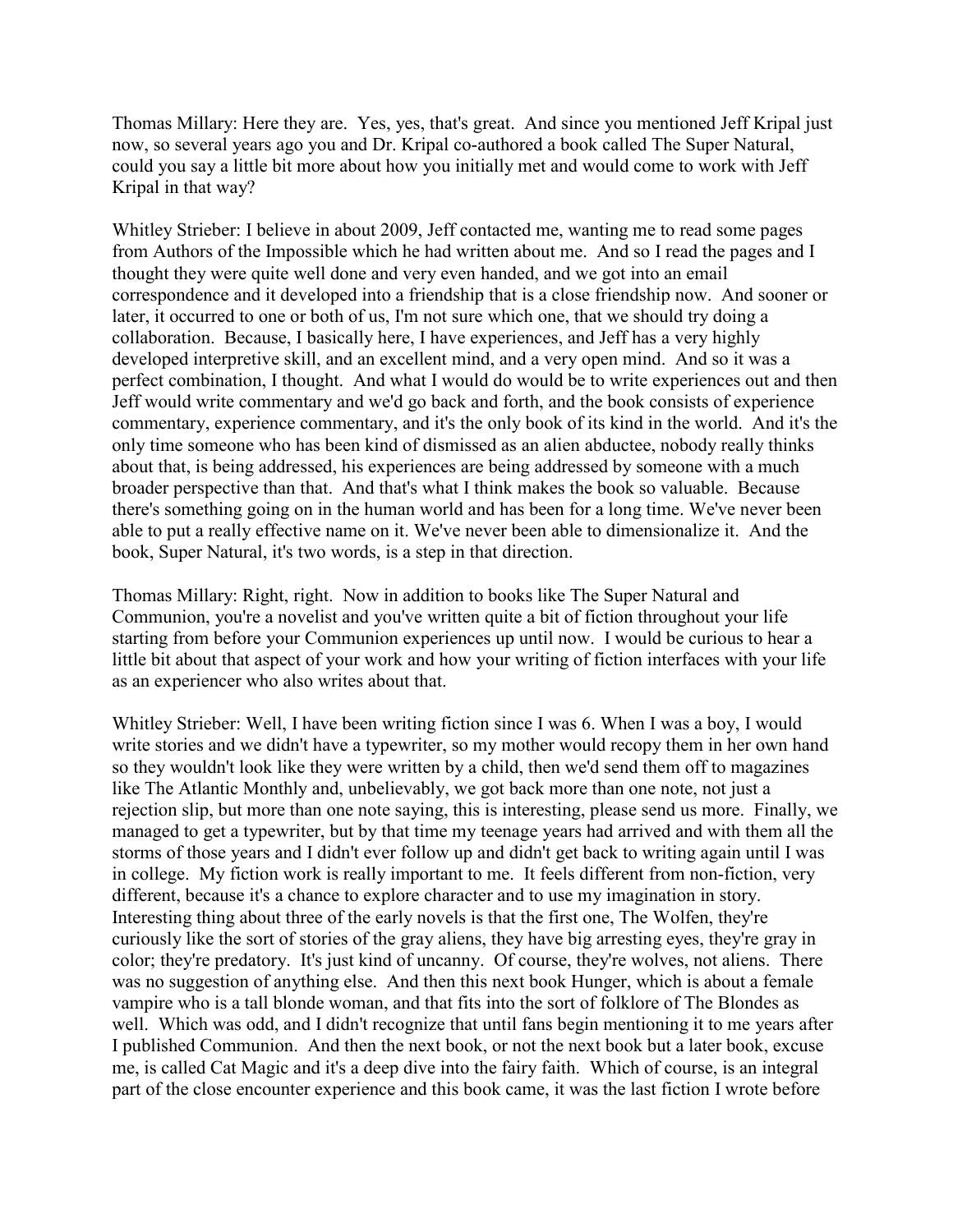Thomas Millary: Here they are. Yes, yes, that's great. And since you mentioned Jeff Kripal just now, so several years ago you and Dr. Kripal co-authored a book called The Super Natural, could you say a little bit more about how you initially met and would come to work with Jeff Kripal in that way?

Whitley Strieber: I believe in about 2009, Jeff contacted me, wanting me to read some pages from Authors of the Impossible which he had written about me. And so I read the pages and I thought they were quite well done and very even handed, and we got into an email correspondence and it developed into a friendship that is a close friendship now. And sooner or later, it occurred to one or both of us, I'm not sure which one, that we should try doing a collaboration. Because, I basically here, I have experiences, and Jeff has a very highly developed interpretive skill, and an excellent mind, and a very open mind. And so it was a perfect combination, I thought. And what I would do would be to write experiences out and then Jeff would write commentary and we'd go back and forth, and the book consists of experience commentary, experience commentary, and it's the only book of its kind in the world. And it's the only time someone who has been kind of dismissed as an alien abductee, nobody really thinks about that, is being addressed, his experiences are being addressed by someone with a much broader perspective than that. And that's what I think makes the book so valuable. Because there's something going on in the human world and has been for a long time. We've never been able to put a really effective name on it. We've never been able to dimensionalize it. And the book, Super Natural, it's two words, is a step in that direction.

Thomas Millary: Right, right. Now in addition to books like The Super Natural and Communion, you're a novelist and you've written quite a bit of fiction throughout your life starting from before your Communion experiences up until now. I would be curious to hear a little bit about that aspect of your work and how your writing of fiction interfaces with your life as an experiencer who also writes about that.

Whitley Strieber: Well, I have been writing fiction since I was 6. When I was a boy, I would write stories and we didn't have a typewriter, so my mother would recopy them in her own hand so they wouldn't look like they were written by a child, then we'd send them off to magazines like The Atlantic Monthly and, unbelievably, we got back more than one note, not just a rejection slip, but more than one note saying, this is interesting, please send us more. Finally, we managed to get a typewriter, but by that time my teenage years had arrived and with them all the storms of those years and I didn't ever follow up and didn't get back to writing again until I was in college. My fiction work is really important to me. It feels different from non-fiction, very different, because it's a chance to explore character and to use my imagination in story. Interesting thing about three of the early novels is that the first one, The Wolfen, they're curiously like the sort of stories of the gray aliens, they have big arresting eyes, they're gray in color; they're predatory. It's just kind of uncanny. Of course, they're wolves, not aliens. There was no suggestion of anything else. And then this next book Hunger, which is about a female vampire who is a tall blonde woman, and that fits into the sort of folklore of The Blondes as well. Which was odd, and I didn't recognize that until fans begin mentioning it to me years after I published Communion. And then the next book, or not the next book but a later book, excuse me, is called Cat Magic and it's a deep dive into the fairy faith. Which of course, is an integral part of the close encounter experience and this book came, it was the last fiction I wrote before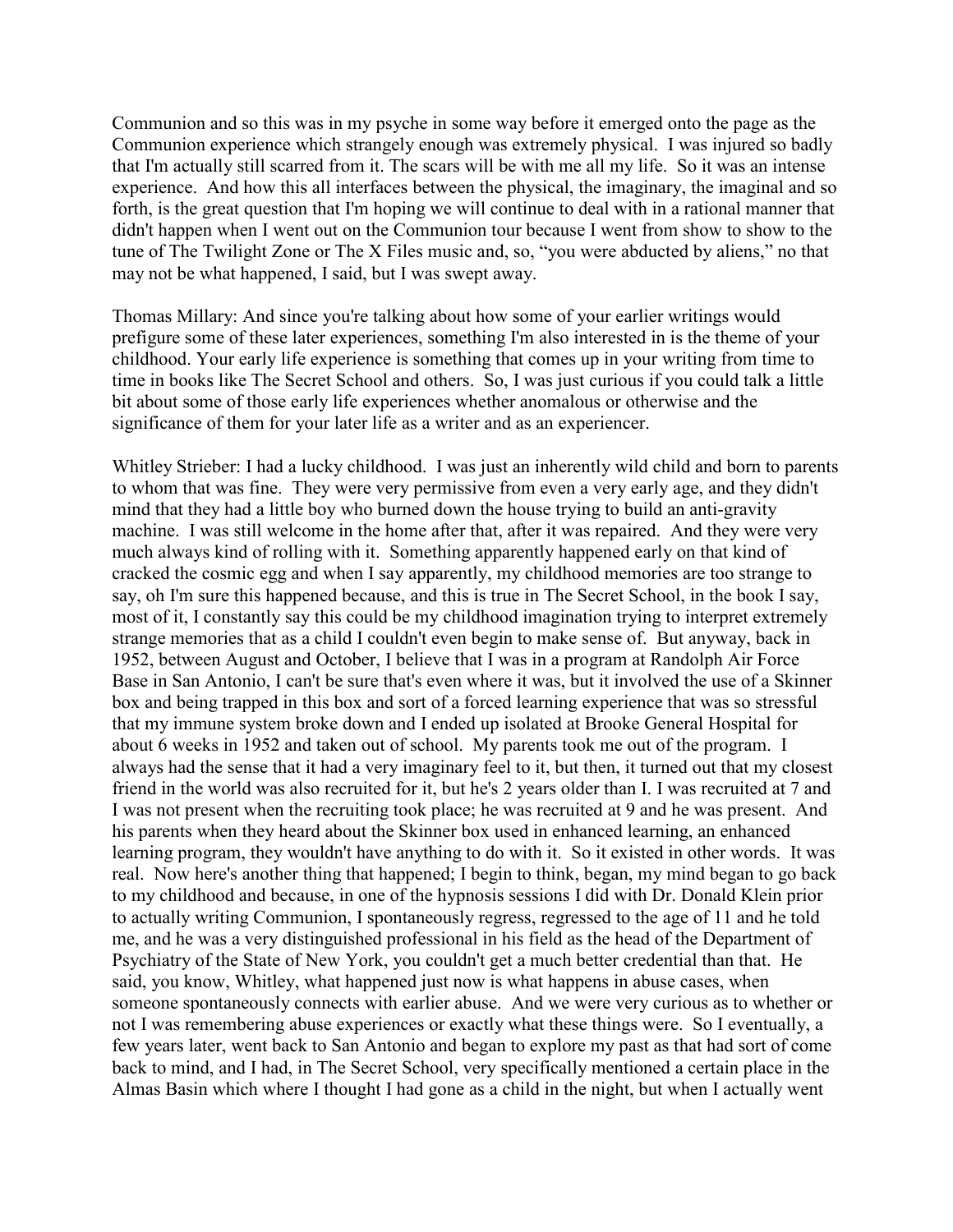Communion and so this was in my psyche in some way before it emerged onto the page as the Communion experience which strangely enough was extremely physical. I was injured so badly that I'm actually still scarred from it. The scars will be with me all my life. So it was an intense experience. And how this all interfaces between the physical, the imaginary, the imaginal and so forth, is the great question that I'm hoping we will continue to deal with in a rational manner that didn't happen when I went out on the Communion tour because I went from show to show to the tune of The Twilight Zone or The X Files music and, so, "you were abducted by aliens," no that may not be what happened, I said, but I was swept away.

Thomas Millary: And since you're talking about how some of your earlier writings would prefigure some of these later experiences, something I'm also interested in is the theme of your childhood. Your early life experience is something that comes up in your writing from time to time in books like The Secret School and others. So, I was just curious if you could talk a little bit about some of those early life experiences whether anomalous or otherwise and the significance of them for your later life as a writer and as an experiencer.

Whitley Strieber: I had a lucky childhood. I was just an inherently wild child and born to parents to whom that was fine. They were very permissive from even a very early age, and they didn't mind that they had a little boy who burned down the house trying to build an anti-gravity machine. I was still welcome in the home after that, after it was repaired. And they were very much always kind of rolling with it. Something apparently happened early on that kind of cracked the cosmic egg and when I say apparently, my childhood memories are too strange to say, oh I'm sure this happened because, and this is true in The Secret School, in the book I say, most of it, I constantly say this could be my childhood imagination trying to interpret extremely strange memories that as a child I couldn't even begin to make sense of. But anyway, back in 1952, between August and October, I believe that I was in a program at Randolph Air Force Base in San Antonio, I can't be sure that's even where it was, but it involved the use of a Skinner box and being trapped in this box and sort of a forced learning experience that was so stressful that my immune system broke down and I ended up isolated at Brooke General Hospital for about 6 weeks in 1952 and taken out of school. My parents took me out of the program. I always had the sense that it had a very imaginary feel to it, but then, it turned out that my closest friend in the world was also recruited for it, but he's 2 years older than I. I was recruited at 7 and I was not present when the recruiting took place; he was recruited at 9 and he was present. And his parents when they heard about the Skinner box used in enhanced learning, an enhanced learning program, they wouldn't have anything to do with it. So it existed in other words. It was real. Now here's another thing that happened; I begin to think, began, my mind began to go back to my childhood and because, in one of the hypnosis sessions I did with Dr. Donald Klein prior to actually writing Communion, I spontaneously regress, regressed to the age of 11 and he told me, and he was a very distinguished professional in his field as the head of the Department of Psychiatry of the State of New York, you couldn't get a much better credential than that. He said, you know, Whitley, what happened just now is what happens in abuse cases, when someone spontaneously connects with earlier abuse. And we were very curious as to whether or not I was remembering abuse experiences or exactly what these things were. So I eventually, a few years later, went back to San Antonio and began to explore my past as that had sort of come back to mind, and I had, in The Secret School, very specifically mentioned a certain place in the Almas Basin which where I thought I had gone as a child in the night, but when I actually went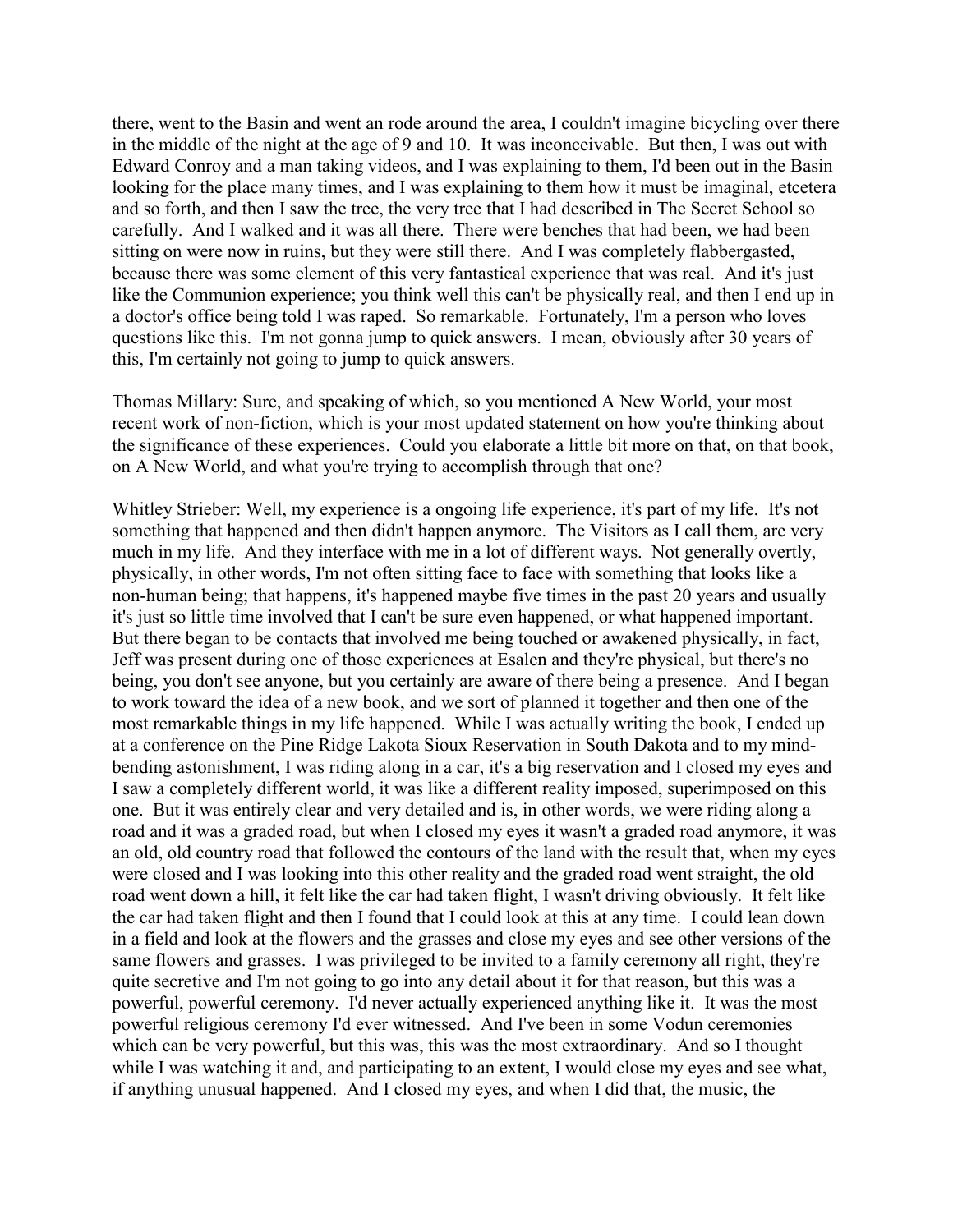there, went to the Basin and went an rode around the area, I couldn't imagine bicycling over there in the middle of the night at the age of 9 and 10. It was inconceivable. But then, I was out with Edward Conroy and a man taking videos, and I was explaining to them, I'd been out in the Basin looking for the place many times, and I was explaining to them how it must be imaginal, etcetera and so forth, and then I saw the tree, the very tree that I had described in The Secret School so carefully. And I walked and it was all there. There were benches that had been, we had been sitting on were now in ruins, but they were still there. And I was completely flabbergasted, because there was some element of this very fantastical experience that was real. And it's just like the Communion experience; you think well this can't be physically real, and then I end up in a doctor's office being told I was raped. So remarkable. Fortunately, I'm a person who loves questions like this. I'm not gonna jump to quick answers. I mean, obviously after 30 years of this, I'm certainly not going to jump to quick answers.

Thomas Millary: Sure, and speaking of which, so you mentioned A New World, your most recent work of non-fiction, which is your most updated statement on how you're thinking about the significance of these experiences. Could you elaborate a little bit more on that, on that book, on A New World, and what you're trying to accomplish through that one?

Whitley Strieber: Well, my experience is a ongoing life experience, it's part of my life. It's not something that happened and then didn't happen anymore. The Visitors as I call them, are very much in my life. And they interface with me in a lot of different ways. Not generally overtly, physically, in other words, I'm not often sitting face to face with something that looks like a non-human being; that happens, it's happened maybe five times in the past 20 years and usually it's just so little time involved that I can't be sure even happened, or what happened important. But there began to be contacts that involved me being touched or awakened physically, in fact, Jeff was present during one of those experiences at Esalen and they're physical, but there's no being, you don't see anyone, but you certainly are aware of there being a presence. And I began to work toward the idea of a new book, and we sort of planned it together and then one of the most remarkable things in my life happened. While I was actually writing the book, I ended up at a conference on the Pine Ridge Lakota Sioux Reservation in South Dakota and to my mind-bending astonishment, I was riding along in a car, it's a big reservation and I closed my eyes and I saw a completely different world, it was like a different reality imposed, superimposed on this one. But it was entirely clear and very detailed and is, in other words, we were riding along a road and it was a graded road, but when I closed my eyes it wasn't a graded road anymore, it was an old, old country road that followed the contours of the land with the result that, when my eyes were closed and I was looking into this other reality and the graded road went straight, the old road went down a hill, it felt like the car had taken flight, I wasn't driving obviously. It felt like the car had taken flight and then I found that I could look at this at any time. I could lean down in a field and look at the flowers and the grasses and close my eyes and see other versions of the same flowers and grasses. I was privileged to be invited to a family ceremony all right, they're quite secretive and I'm not going to go into any detail about it for that reason, but this was a powerful, powerful ceremony. I'd never actually experienced anything like it. It was the most powerful religious ceremony I'd ever witnessed. And I've been in some Vodun ceremonies which can be very powerful, but this was, this was the most extraordinary. And so I thought while I was watching it and, and participating to an extent, I would close my eyes and see what, if anything unusual happened. And I closed my eyes, and when I did that, the music, the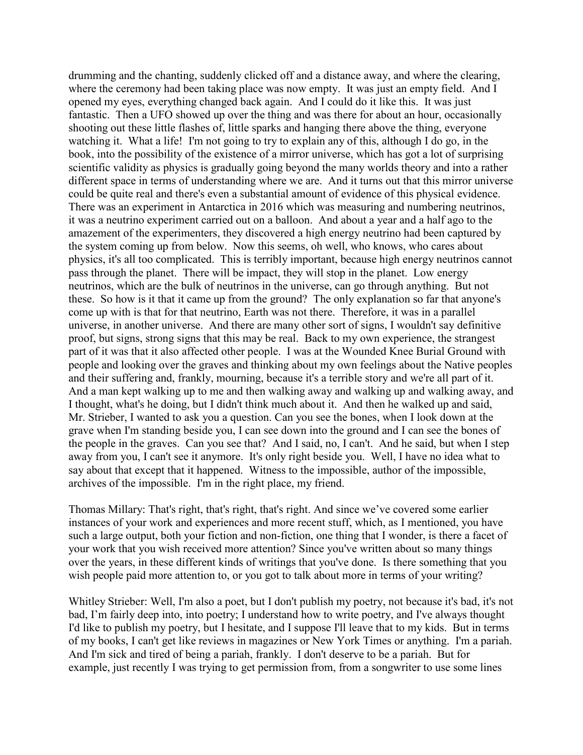drumming and the chanting, suddenly clicked off and a distance away, and where the clearing, where the ceremony had been taking place was now empty. It was just an empty field. And I opened my eyes, everything changed back again. And I could do it like this. It was just fantastic. Then a UFO showed up over the thing and was there for about an hour, occasionally shooting out these little flashes of, little sparks and hanging there above the thing, everyone watching it. What a life! I'm not going to try to explain any of this, although I do go, in the book, into the possibility of the existence of a mirror universe, which has got a lot of surprising scientific validity as physics is gradually going beyond the many worlds theory and into a rather different space in terms of understanding where we are. And it turns out that this mirror universe could be quite real and there's even a substantial amount of evidence of this physical evidence. There was an experiment in Antarctica in 2016 which was measuring and numbering neutrinos, it was a neutrino experiment carried out on a balloon. And about a year and a half ago to the amazement of the experimenters, they discovered a high energy neutrino had been captured by the system coming up from below. Now this seems, oh well, who knows, who cares about physics, it's all too complicated. This is terribly important, because high energy neutrinos cannot pass through the planet. There will be impact, they will stop in the planet. Low energy neutrinos, which are the bulk of neutrinos in the universe, can go through anything. But not these. So how is it that it came up from the ground? The only explanation so far that anyone's come up with is that for that neutrino, Earth was not there. Therefore, it was in a parallel universe, in another universe. And there are many other sort of signs, I wouldn't say definitive proof, but signs, strong signs that this may be real. Back to my own experience, the strangest part of it was that it also affected other people. I was at the Wounded Knee Burial Ground with people and looking over the graves and thinking about my own feelings about the Native peoples and their suffering and, frankly, mourning, because it's a terrible story and we're all part of it. And a man kept walking up to me and then walking away and walking up and walking away, and I thought, what's he doing, but I didn't think much about it. And then he walked up and said, Mr. Strieber, I wanted to ask you a question. Can you see the bones, when I look down at the grave when I'm standing beside you, I can see down into the ground and I can see the bones of the people in the graves. Can you see that? And I said, no, I can't. And he said, but when I step away from you, I can't see it anymore. It's only right beside you. Well, I have no idea what to say about that except that it happened. Witness to the impossible, author of the impossible, archives of the impossible. I'm in the right place, my friend.

Thomas Millary: That's right, that's right, that's right. And since we've covered some earlier instances of your work and experiences and more recent stuff, which, as I mentioned, you have such a large output, both your fiction and non-fiction, one thing that I wonder, is there a facet of your work that you wish received more attention? Since you've written about so many things over the years, in these different kinds of writings that you've done. Is there something that you wish people paid more attention to, or you got to talk about more in terms of your writing?

Whitley Strieber: Well, I'm also a poet, but I don't publish my poetry, not because it's bad, it's not bad, I'm fairly deep into, into poetry; I understand how to write poetry, and I've always thought I'd like to publish my poetry, but I hesitate, and I suppose I'll leave that to my kids. But in terms of my books, I can't get like reviews in magazines or New York Times or anything. I'm a pariah. And I'm sick and tired of being a pariah, frankly. I don't deserve to be a pariah. But for example, just recently I was trying to get permission from, from a songwriter to use some lines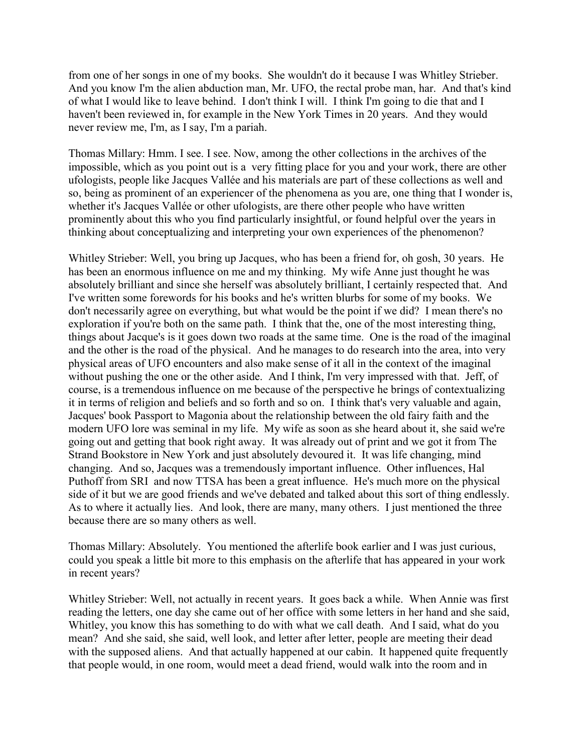from one of her songs in one of my books. She wouldn't do it because I was Whitley Strieber. And you know I'm the alien abduction man, Mr. UFO, the rectal probe man, har. And that's kind of what I would like to leave behind. I don't think I will. I think I'm going to die that and I haven't been reviewed in, for example in the New York Times in 20 years. And they would never review me, I'm, as I say, I'm a pariah.

Thomas Millary: Hmm. I see. I see. Now, among the other collections in the archives of the impossible, which as you point out is a very fitting place for you and your work, there are other ufologists, people like Jacques Vallée and his materials are part of these collections as well and so, being as prominent of an experiencer of the phenomena as you are, one thing that I wonder is, whether it's Jacques Vallée or other ufologists, are there other people who have written prominently about this who you find particularly insightful, or found helpful over the years in thinking about conceptualizing and interpreting your own experiences of the phenomenon?

Whitley Strieber: Well, you bring up Jacques, who has been a friend for, oh gosh, 30 years. He has been an enormous influence on me and my thinking. My wife Anne just thought he was absolutely brilliant and since she herself was absolutely brilliant, I certainly respected that. And I've written some forewords for his books and he's written blurbs for some of my books. We don't necessarily agree on everything, but what would be the point if we did? I mean there's no exploration if you're both on the same path. I think that the, one of the most interesting thing, things about Jacque's is it goes down two roads at the same time. One is the road of the imaginal and the other is the road of the physical. And he manages to do research into the area, into very physical areas of UFO encounters and also make sense of it all in the context of the imaginal without pushing the one or the other aside. And I think, I'm very impressed with that. Jeff, of course, is a tremendous influence on me because of the perspective he brings of contextualizing it in terms of religion and beliefs and so forth and so on. I think that's very valuable and again, Jacques' book Passport to Magonia about the relationship between the old fairy faith and the modern UFO lore was seminal in my life. My wife as soon as she heard about it, she said we're going out and getting that book right away. It was already out of print and we got it from The Strand Bookstore in New York and just absolutely devoured it. It was life changing, mind changing. And so, Jacques was a tremendously important influence. Other influences, Hal Puthoff from SRI and now TTSA has been a great influence. He's much more on the physical side of it but we are good friends and we've debated and talked about this sort of thing endlessly. As to where it actually lies. And look, there are many, many others. I just mentioned the three because there are so many others as well.

Thomas Millary: Absolutely. You mentioned the afterlife book earlier and I was just curious, could you speak a little bit more to this emphasis on the afterlife that has appeared in your work in recent years?

Whitley Strieber: Well, not actually in recent years. It goes back a while. When Annie was first reading the letters, one day she came out of her office with some letters in her hand and she said, Whitley, you know this has something to do with what we call death. And I said, what do you mean? And she said, she said, well look, and letter after letter, people are meeting their dead with the supposed aliens. And that actually happened at our cabin. It happened quite frequently that people would, in one room, would meet a dead friend, would walk into the room and in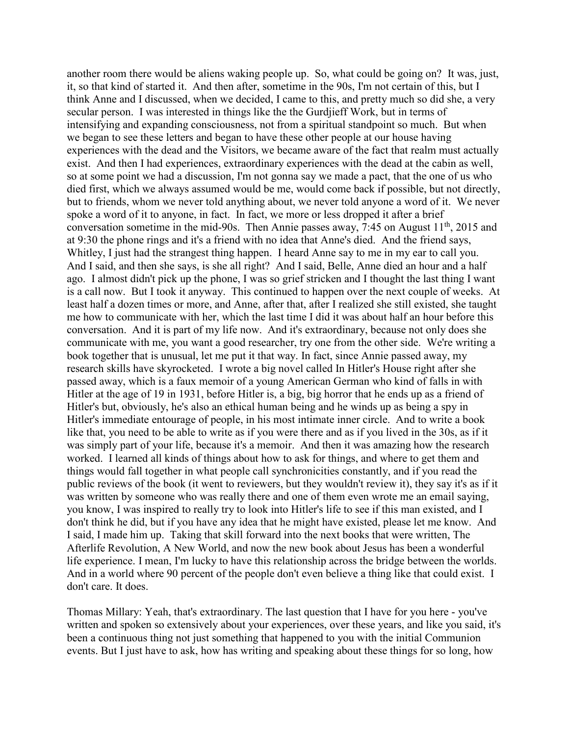another room there would be aliens waking people up. So, what could be going on? It was, just, it, so that kind of started it. And then after, sometime in the 90s, I'm not certain of this, but I think Anne and I discussed, when we decided, I came to this, and pretty much so did she, a very secular person. I was interested in things like the the Gurdjieff Work, but in terms of intensifying and expanding consciousness, not from a spiritual standpoint so much. But when we began to see these letters and began to have these other people at our house having experiences with the dead and the Visitors, we became aware of the fact that realm must actually exist. And then I had experiences, extraordinary experiences with the dead at the cabin as well, so at some point we had a discussion, I'm not gonna say we made a pact, that the one of us who died first, which we always assumed would be me, would come back if possible, but not directly, but to friends, whom we never told anything about, we never told anyone a word of it. We never spoke a word of it to anyone, in fact. In fact, we more or less dropped it after a brief conversation sometime in the mid-90s. Then Annie passes away, 7:45 on August 11th, 2015 and at 9:30 the phone rings and it's a friend with no idea that Anne's died. And the friend says, Whitley, I just had the strangest thing happen. I heard Anne say to me in my ear to call you. And I said, and then she says, is she all right? And I said, Belle, Anne died an hour and a half ago. I almost didn't pick up the phone, I was so grief stricken and I thought the last thing I want is a call now. But I took it anyway. This continued to happen over the next couple of weeks. At least half a dozen times or more, and Anne, after that, after I realized she still existed, she taught me how to communicate with her, which the last time I did it was about half an hour before this conversation. And it is part of my life now. And it's extraordinary, because not only does she communicate with me, you want a good researcher, try one from the other side. We're writing a book together that is unusual, let me put it that way. In fact, since Annie passed away, my research skills have skyrocketed. I wrote a big novel called In Hitler's House right after she passed away, which is a faux memoir of a young American German who kind of falls in with Hitler at the age of 19 in 1931, before Hitler is, a big, big horror that he ends up as a friend of Hitler's but, obviously, he's also an ethical human being and he winds up as being a spy in Hitler's immediate entourage of people, in his most intimate inner circle. And to write a book like that, you need to be able to write as if you were there and as if you lived in the 30s, as if it was simply part of your life, because it's a memoir. And then it was amazing how the research worked. I learned all kinds of things about how to ask for things, and where to get them and things would fall together in what people call synchronicities constantly, and if you read the public reviews of the book (it went to reviewers, but they wouldn't review it), they say it's as if it was written by someone who was really there and one of them even wrote me an email saying, you know, I was inspired to really try to look into Hitler's life to see if this man existed, and I don't think he did, but if you have any idea that he might have existed, please let me know. And I said, I made him up. Taking that skill forward into the next books that were written, The Afterlife Revolution, A New World, and now the new book about Jesus has been a wonderful life experience. I mean, I'm lucky to have this relationship across the bridge between the worlds. And in a world where 90 percent of the people don't even believe a thing like that could exist. I don't care. It does.

Thomas Millary: Yeah, that's extraordinary. The last question that I have for you here - you've written and spoken so extensively about your experiences, over these years, and like you said, it's been a continuous thing not just something that happened to you with the initial Communion events. But I just have to ask, how has writing and speaking about these things for so long, how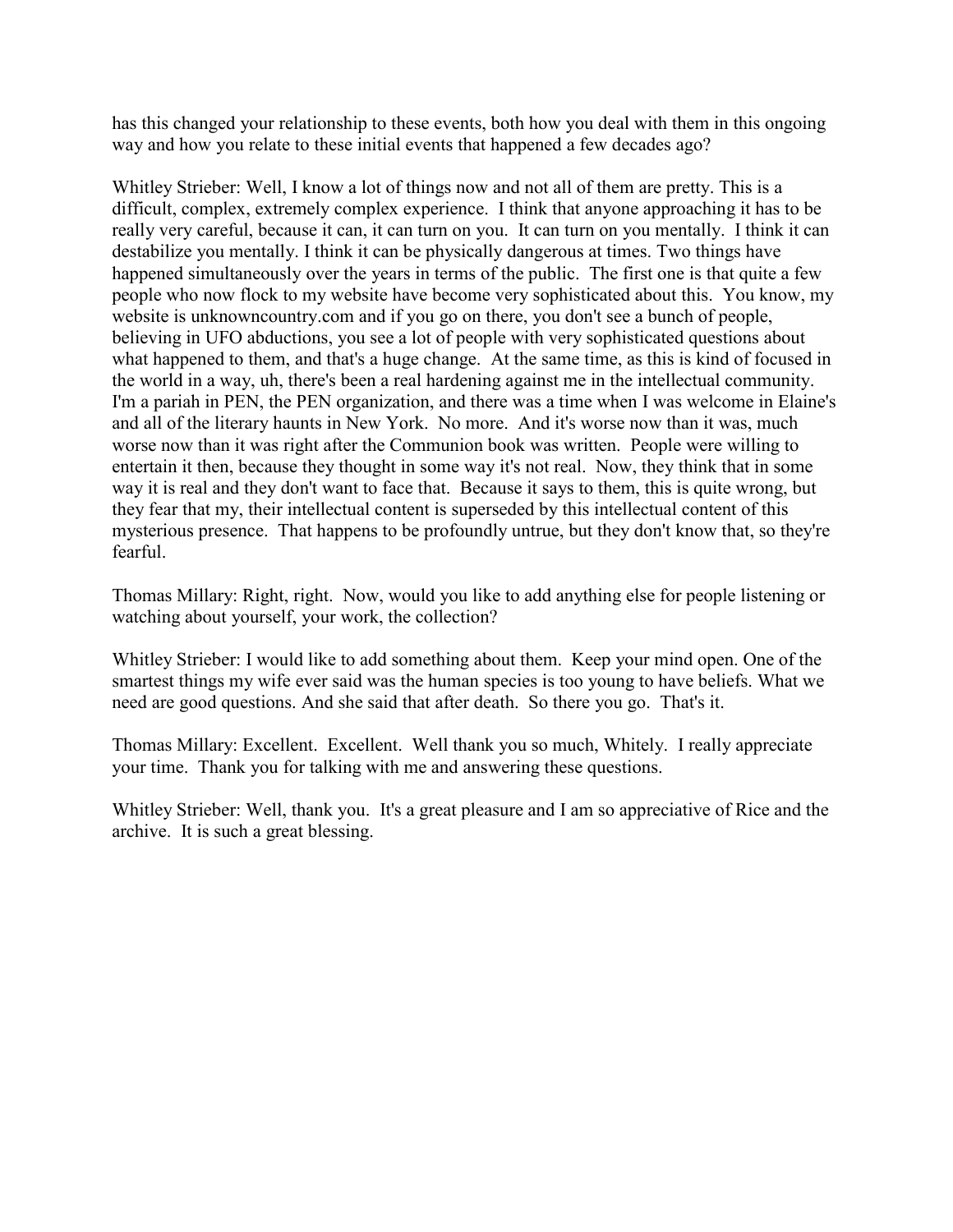has this changed your relationship to these events, both how you deal with them in this ongoing way and how you relate to these initial events that happened a few decades ago?

Whitley Strieber: Well, I know a lot of things now and not all of them are pretty. This is a difficult, complex, extremely complex experience. I think that anyone approaching it has to be really very careful, because it can, it can turn on you. It can turn on you mentally. I think it can destabilize you mentally. I think it can be physically dangerous at times. Two things have happened simultaneously over the years in terms of the public. The first one is that quite a few people who now flock to my website have become very sophisticated about this. You know, my website is unknowncountry.com and if you go on there, you don't see a bunch of people, believing in UFO abductions, you see a lot of people with very sophisticated questions about what happened to them, and that's a huge change. At the same time, as this is kind of focused in the world in a way, uh, there's been a real hardening against me in the intellectual community. I'm a pariah in PEN, the PEN organization, and there was a time when I was welcome in Elaine's and all of the literary haunts in New York. No more. And it's worse now than it was, much worse now than it was right after the Communion book was written. People were willing to entertain it then, because they thought in some way it's not real. Now, they think that in some way it is real and they don't want to face that. Because it says to them, this is quite wrong, but they fear that my, their intellectual content is superseded by this intellectual content of this mysterious presence. That happens to be profoundly untrue, but they don't know that, so they're fearful.

Thomas Millary: Right, right. Now, would you like to add anything else for people listening or watching about yourself, your work, the collection?

Whitley Strieber: I would like to add something about them. Keep your mind open. One of the smartest things my wife ever said was the human species is too young to have beliefs. What we need are good questions. And she said that after death. So there you go. That's it.

Thomas Millary: Excellent. Excellent. Well thank you so much, Whitely. I really appreciate your time. Thank you for talking with me and answering these questions.

Whitley Strieber: Well, thank you. It's a great pleasure and I am so appreciative of Rice and the archive. It is such a great blessing.